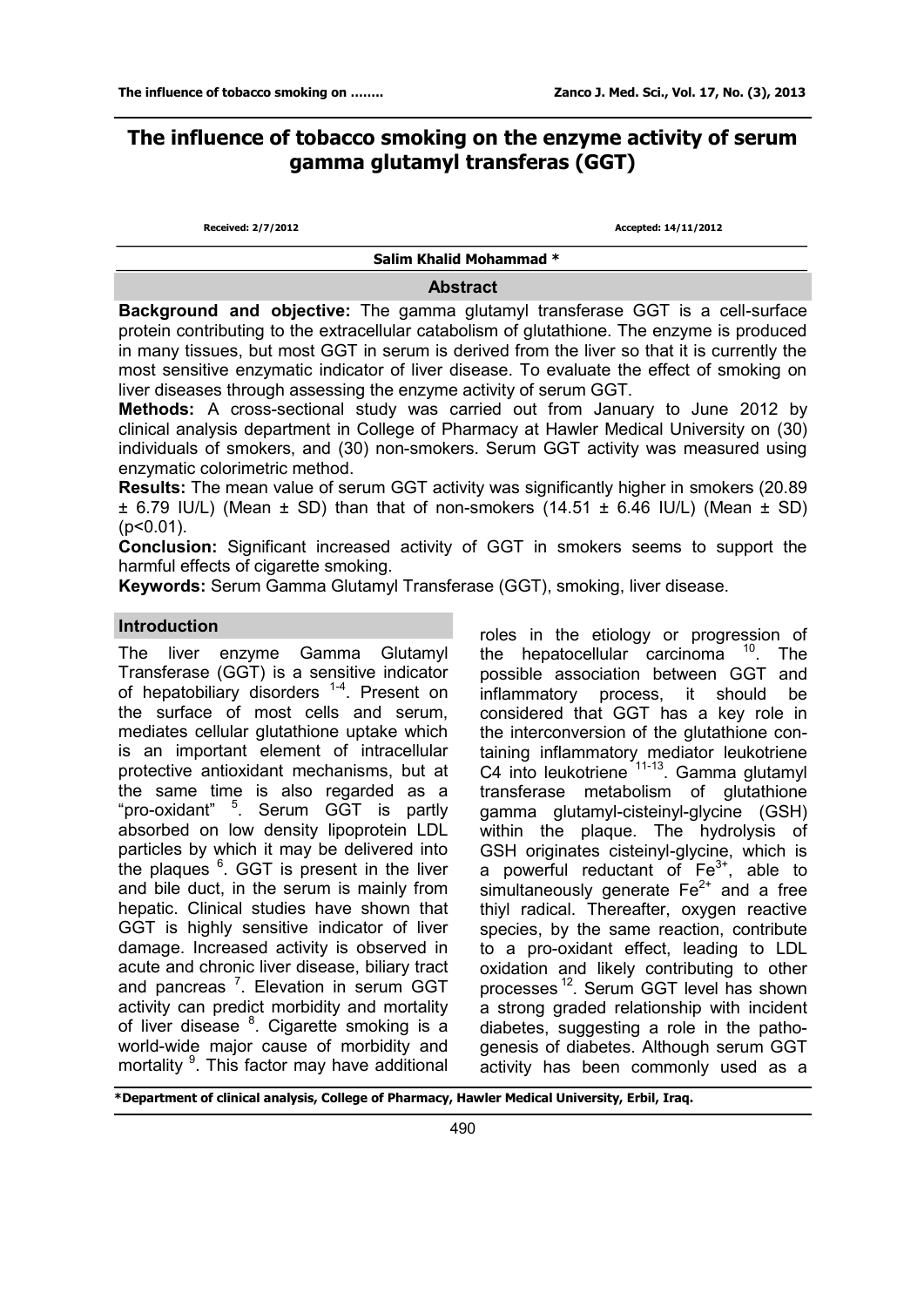# The influence of tobacco smoking on the enzyme activity of serum gamma glutamyl transferas (GGT)

Received: 2/7/2012 Accepted: 14/11/2012

**Salim Khalid Mohammad \***

## Abstract

**Background and objective:** The gamma glutamyl transferase GGT is a cell-surface protein contributing to the extracellular catabolism of glutathione. The enzyme is produced in many tissues, but most GGT in serum is derived from the liver so that it is currently the most sensitive enzymatic indicator of liver disease. To evaluate the effect of smoking on liver diseases through assessing the enzyme activity of serum GGT.

**Methods:** A cross-sectional study was carried out from January to June 2012 by clinical analysis department in College of Pharmacy at Hawler Medical University on (30) individuals of smokers, and (30) non-smokers. Serum GGT activity was measured using enzymatic colorimetric method.

**Results:** The mean value of serum GGT activity was significantly higher in smokers (20.89 ± 6.79 IU/L) (Mean ± SD) than that of non-smokers (14.51 ± 6.46 IU/L) (Mean ± SD) ($p<0.01$).

**Conclusion:** Significant increased activity of GGT in smokers seems to support the harmful effects of cigarette smoking.

**Keywords:** Serum Gamma Glutamyl Transferase (GGT), smoking, liver disease.

## Introduction

The liver enzyme Gamma Glutamyl Transferase (GGT) is a sensitive indicator of hepatobiliary disorders [1-4]. Present on the surface of most cells and serum, mediates cellular glutathione uptake which is an important element of intracellular protective antioxidant mechanisms, but at the same time is also regarded as a "pro-oxidant" [5]. Serum GGT is partly absorbed on low density lipoprotein LDL particles by which it may be delivered into the plaques [6]. GGT is present in the liver and bile duct, in the serum is mainly from hepatic. Clinical studies have shown that GGT is highly sensitive indicator of liver damage. Increased activity is observed in acute and chronic liver disease, biliary tract and pancreas [7]. Elevation in serum GGT activity can predict morbidity and mortality of liver disease [8]. Cigarette smoking is a world-wide major cause of morbidity and mortality [9]. This factor may have additional roles in the etiology or progression of the hepatocellular carcinoma [10]. The possible association between GGT and inflammatory process, it should be considered that GGT has a key role in the interconversion of the glutathione containing inflammatory mediator leukotriene C4 into leukotriene [11-13]. Gamma glutamyl transferase metabolism of glutathione gamma glutamyl-cisteinyl-glycine (GSH) within the plaque. The hydrolysis of GSH originates cisteinyl-glycine, which is a powerful reductant of $Fe^{3+}$, able to simultaneously generate $Fe^{2+}$ and a free thiyl radical. Thereafter, oxygen reactive species, by the same reaction, contribute to a pro-oxidant effect, leading to LDL oxidation and likely contributing to other processes [12]. Serum GGT level has shown a strong graded relationship with incident diabetes, suggesting a role in the pathogenesis of diabetes. Although serum GGT activity has been commonly used as a

\*Department of clinical analysis, College of Pharmacy, Hawler Medical University, Erbil, Iraq.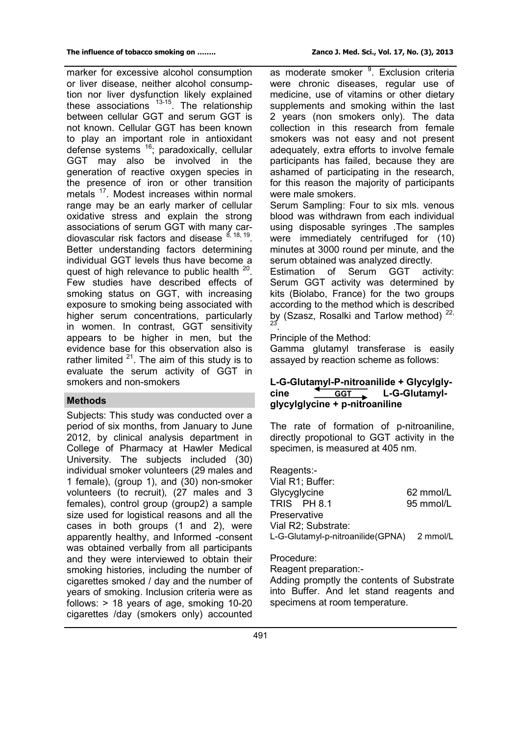marker for excessive alcohol consumption or liver disease, neither alcohol consumption nor liver dysfunction likely explained these associations [13-15]. The relationship between cellular GGT and serum GGT is not known. Cellular GGT has been known to play an important role in antioxidant defense systems [16]; paradoxically, cellular GGT may also be involved in the generation of reactive oxygen species in the presence of iron or other transition metals [17]. Modest increases within normal range may be an early marker of cellular oxidative stress and explain the strong associations of serum GGT with many cardiovascular risk factors and disease [8, 18, 19]. Better understanding factors determining individual GGT levels thus have become a quest of high relevance to public health [20]. Few studies have described effects of smoking status on GGT, with increasing exposure to smoking being associated with higher serum concentrations, particularly in women. In contrast, GGT sensitivity appears to be higher in men, but the evidence base for this observation also is rather limited [21]. The aim of this study is to evaluate the serum activity of GGT in smokers and non-smokers

## Methods

Subjects: This study was conducted over a period of six months, from January to June 2012, by clinical analysis department in College of Pharmacy at Hawler Medical University. The subjects included (30) individual smoker volunteers (29 males and 1 female), (group 1), and (30) non-smoker volunteers (to recruit), (27 males and 3 females), control group (group2) a sample size used for logistical reasons and all the cases in both groups (1 and 2), were apparently healthy, and Informed -consent was obtained verbally from all participants and they were interviewed to obtain their smoking histories, including the number of cigarettes smoked / day and the number of years of smoking. Inclusion criteria were as follows: > 18 years of age, smoking 10-20 cigarettes /day (smokers only) accounted as moderate smoker [9]. Exclusion criteria were chronic diseases, regular use of medicine, use of vitamins or other dietary supplements and smoking within the last 2 years (non smokers only). The data collection in this research from female smokers was not easy and not present adequately, extra efforts to involve female participants has failed, because they are ashamed of participating in the research, for this reason the majority of participants were male smokers.

Serum Sampling: Four to six mls. venous blood was withdrawn from each individual using disposable syringes .The samples were immediately centrifuged for (10) minutes at 3000 round per minute, and the serum obtained was analyzed directly.

Estimation of Serum GGT activity: Serum GGT activity was determined by kits (Biolabo, France) for the two groups according to the method which is described by (Szasz, Rosalki and Tarlow method) [22, 23].

Principle of the Method:

Gamma glutamyl transferase is easily assayed by reaction scheme as follows:

**L-G-Glutamyl-P-nitroanilide + Glycylglycine $\xrightleftharpoons{\text{GGT}}$ L-G-Glutamyl-glycylglycine + p-nitroaniline**

The rate of formation of p-nitroaniline, directly propotional to GGT activity in the specimen, is measured at 405 nm.

Reagents:-

Vial R1; Buffer:

| | |
|---|---|
| Glycyglycine | 62 mmol/L |
| TRIS PH 8.1 | 95 mmol/L |
| Preservative | |

Vial R2; Substrate:

| | |
|---|---|
| L-G-Glutamyl-p-nitroanilide(GPNA) | 2 mmol/L |

Procedure:

Reagent preparation:-

Adding promptly the contents of Substrate into Buffer. And let stand reagents and specimens at room temperature.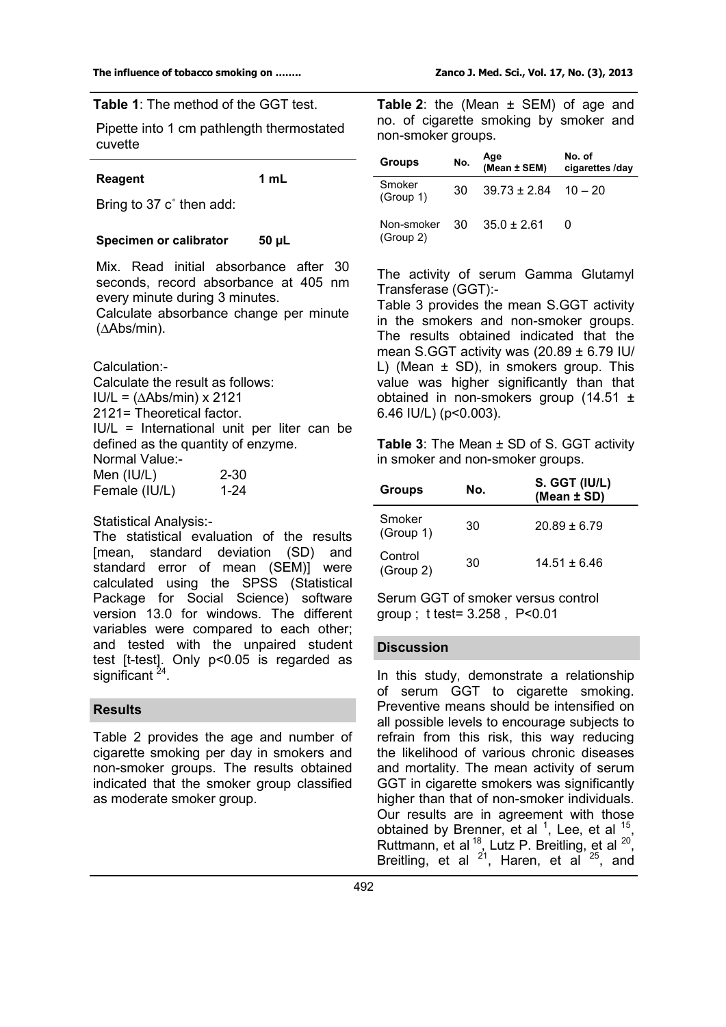**Table 1**: The method of the GGT test.

Pipette into 1 cm pathlength thermostated cuvette

| Reagent | 1 mL |
|---|---|
| Bring to 37 c˚ then add: | |
| **Specimen or calibrator** | **50 µL** |

Mix. Read initial absorbance after 30 seconds, record absorbance at 405 nm every minute during 3 minutes.
Calculate absorbance change per minute (∆Abs/min).

Calculation:-
Calculate the result as follows:
IU/L = (∆Abs/min) x 2121
2121= Theoretical factor.
IU/L = International unit per liter can be defined as the quantity of enzyme.
Normal Value:-

| | |
|---|---|
| Men (IU/L) | 2-30 |
| Female (IU/L) | 1-24 |

Statistical Analysis:-
The statistical evaluation of the results [mean, standard deviation (SD) and standard error of mean (SEM)] were calculated using the SPSS (Statistical Package for Social Science) software version 13.0 for windows. The different variables were compared to each other; and tested with the unpaired student test [t-test]. Only p<0.05 is regarded as significant [24].

## Results

Table 2 provides the age and number of cigarette smoking per day in smokers and non-smoker groups. The results obtained indicated that the smoker group classified as moderate smoker group.

**Table 2**: the (Mean ± SEM) of age and no. of cigarette smoking by smoker and non-smoker groups.

| Groups | No. | Age (Mean ± SEM) | No. of cigarettes /day |
|---|---|---|---|
| Smoker (Group 1) | 30 | 39.73 ± 2.84 | 10 – 20 |
| Non-smoker (Group 2) | 30 | 35.0 ± 2.61 | 0 |

The activity of serum Gamma Glutamyl Transferase (GGT):-
Table 3 provides the mean S.GGT activity in the smokers and non-smoker groups. The results obtained indicated that the mean S.GGT activity was (20.89 ± 6.79 IU/L) (Mean ± SD), in smokers group. This value was higher significantly than that obtained in non-smokers group (14.51 ± 6.46 IU/L) (p<0.003).

**Table 3**: The Mean ± SD of S. GGT activity in smoker and non-smoker groups.

| Groups | No. | S. GGT (IU/L) (Mean ± SD) |
|---|---|---|
| Smoker (Group 1) | 30 | 20.89 ± 6.79 |
| Control (Group 2) | 30 | 14.51 ± 6.46 |

Serum GGT of smoker versus control group ; t test= 3.258 , P<0.01

## Discussion

In this study, demonstrate a relationship of serum GGT to cigarette smoking. Preventive means should be intensified on all possible levels to encourage subjects to refrain from this risk, this way reducing the likelihood of various chronic diseases and mortality. The mean activity of serum GGT in cigarette smokers was significantly higher than that of non-smoker individuals. Our results are in agreement with those obtained by Brenner, et al [1], Lee, et al [15], Ruttmann, et al [18], Lutz P. Breitling, et al [20], Breitling, et al [21], Haren, et al [25], and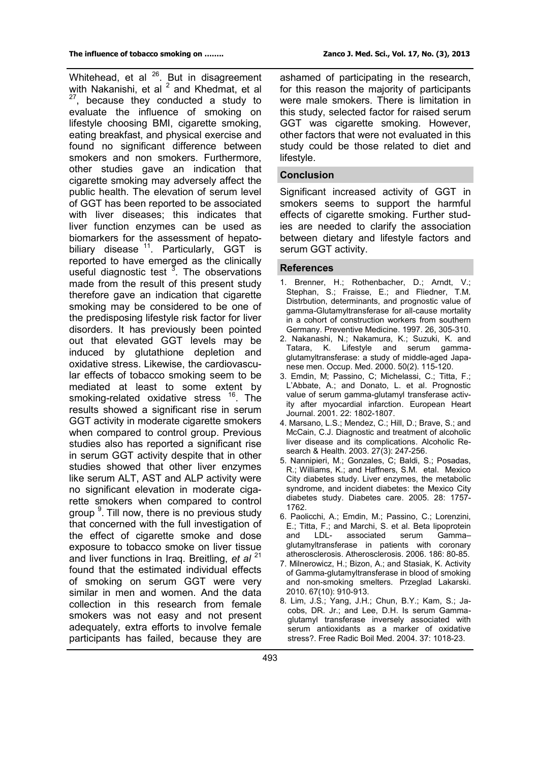Whitehead, et al [26]. But in disagreement with Nakanishi, et al [2] and Khedmat, et al [27], because they conducted a study to evaluate the influence of smoking on lifestyle choosing BMI, cigarette smoking, eating breakfast, and physical exercise and found no significant difference between smokers and non smokers. Furthermore, other studies gave an indication that cigarette smoking may adversely affect the public health. The elevation of serum level of GGT has been reported to be associated with liver diseases; this indicates that liver function enzymes can be used as biomarkers for the assessment of hepatobiliary disease [11]. Particularly, GGT is reported to have emerged as the clinically useful diagnostic test [3]. The observations made from the result of this present study therefore gave an indication that cigarette smoking may be considered to be one of the predisposing lifestyle risk factor for liver disorders. It has previously been pointed out that elevated GGT levels may be induced by glutathione depletion and oxidative stress. Likewise, the cardiovascular effects of tobacco smoking seem to be mediated at least to some extent by smoking-related oxidative stress [16]. The results showed a significant rise in serum GGT activity in moderate cigarette smokers when compared to control group. Previous studies also has reported a significant rise in serum GGT activity despite that in other studies showed that other liver enzymes like serum ALT, AST and ALP activity were no significant elevation in moderate cigarette smokers when compared to control group [9]. Till now, there is no previous study that concerned with the full investigation of the effect of cigarette smoke and dose exposure to tobacco smoke on liver tissue and liver functions in Iraq. Breitling, *et al* [21] found that the estimated individual effects of smoking on serum GGT were very similar in men and women. And the data collection in this research from female smokers was not easy and not present adequately, extra efforts to involve female participants has failed, because they are ashamed of participating in the research, for this reason the majority of participants were male smokers. There is limitation in this study, selected factor for raised serum GGT was cigarette smoking. However, other factors that were not evaluated in this study could be those related to diet and lifestyle.

## Conclusion

Significant increased activity of GGT in smokers seems to support the harmful effects of cigarette smoking. Further studies are needed to clarify the association between dietary and lifestyle factors and serum GGT activity.

## References

1. Brenner, H.; Rothenbacher, D.; Arndt, V.; Stephan, S.; Fraisse, E.; and Fliedner, T.M. Distrbution, determinants, and prognostic value of gamma-Glutamyltransferase for all-cause mortality in a cohort of construction workers from southern Germany. Preventive Medicine. 1997. 26, 305-310.
2. Nakanashi, N.; Nakamura, K.; Suzuki, K. and Tatara, K. Lifestyle and serum gamma-glutamyltransferase: a study of middle-aged Japanese men. Occup. Med. 2000. 50(2). 115-120.
3. Emdin, M; Passino, C; Michelassi, C.; Titta, F.; L'Abbate, A.; and Donato, L. et al. Prognostic value of serum gamma-glutamyl transferase activity after myocardial infarction. European Heart Journal. 2001. 22: 1802-1807.
4. Marsano, L.S.; Mendez, C.; Hill, D.; Brave, S.; and McCain, C.J. Diagnostic and treatment of alcoholic liver disease and its complications. Alcoholic Research & Health. 2003. 27(3): 247-256.
5. Nannipieri, M.; Gonzales, C; Baldi, S.; Posadas, R.; Williams, K.; and Haffners, S.M. etal. Mexico City diabetes study. Liver enzymes, the metabolic syndrome, and incident diabetes: the Mexico City diabetes study. Diabetes care. 2005. 28: 1757-1762.
6. Paolicchi, A.; Emdin, M.; Passino, C.; Lorenzini, E.; Titta, F.; and Marchi, S. et al. Beta lipoprotein and LDL- associated serum Gamma–glutamyltransferase in patients with coronary atherosclerosis. Atherosclerosis. 2006. 186: 80-85.
7. Milnerowicz, H.; Bizon, A.; and Stasiak, K. Activity of Gamma-glutamyltransferase in blood of smoking and non-smoking smelters. Przeglad Lakarski. 2010. 67(10): 910-913.
8. Lim, J.S.; Yang, J.H.; Chun, B.Y.; Kam, S.; Jacobs, DR. Jr.; and Lee, D.H. Is serum Gamma-glutamyl transferase inversely associated with serum antioxidants as a marker of oxidative stress?. Free Radic Boil Med. 2004. 37: 1018-23.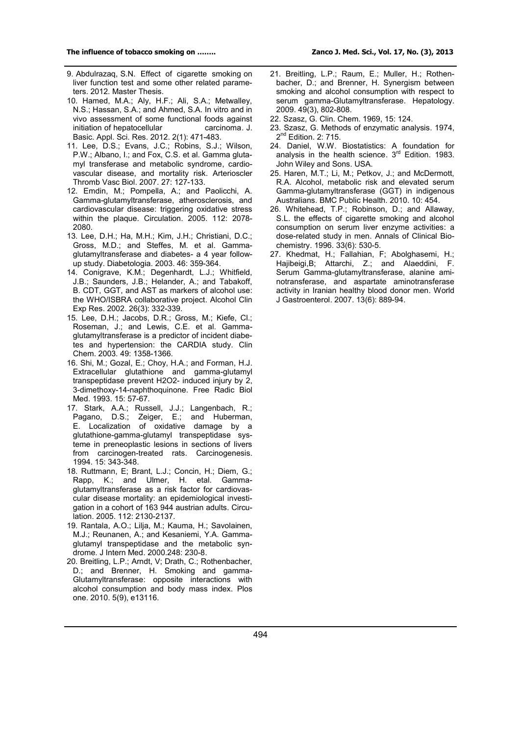9. Abdulrazaq, S.N. Effect of cigarette smoking on liver function test and some other related parameters. 2012. Master Thesis.
10. Hamed, M.A.; Aly, H.F.; Ali, S.A.; Metwalley, N.S.; Hassan, S.A.; and Ahmed, S.A. In vitro and in vivo assessment of some functional foods against initiation of hepatocellular carcinoma. J. Basic. Appl. Sci. Res. 2012. 2(1): 471-483.
11. Lee, D.S.; Evans, J.C.; Robins, S.J.; Wilson, P.W.; Albano, I.; and Fox, C.S. et al. Gamma glutamyl transferase and metabolic syndrome, cardiovascular disease, and mortality risk. Arterioscler Thromb Vasc Biol. 2007. 27: 127-133.
12. Emdin, M.; Pompella, A.; and Paolicchi, A. Gamma-glutamyltransferase, atherosclerosis, and cardiovascular disease: triggering oxidative stress within the plaque. Circulation. 2005. 112: 2078-2080.
13. Lee, D.H.; Ha, M.H.; Kim, J.H.; Christiani, D.C.; Gross, M.D.; and Steffes, M. et al. Gamma-glutamyltransferase and diabetes- a 4 year follow-up study. Diabetologia. 2003. 46: 359-364.
14. Conigrave, K.M.; Degenhardt, L.J.; Whitfield, J.B.; Saunders, J.B.; Helander, A.; and Tabakoff, B. CDT, GGT, and AST as markers of alcohol use: the WHO/ISBRA collaborative project. Alcohol Clin Exp Res. 2002. 26(3): 332-339.
15. Lee, D.H.; Jacobs, D.R.; Gross, M.; Kiefe, CI.; Roseman, J.; and Lewis, C.E. et al. Gamma-glutamyltransferase is a predictor of incident diabetes and hypertension: the CARDIA study. Clin Chem. 2003. 49: 1358-1366.
16. Shi, M.; Gozal, E.; Choy, H.A.; and Forman, H.J. Extracellular glutathione and gamma-glutamyl transpeptidase prevent H2O2- induced injury by 2, 3-dimethoxy-14-naphthoquinone. Free Radic Biol Med. 1993. 15: 57-67.
17. Stark, A.A.; Russell, J.J.; Langenbach, R.; Pagano, D.S.; Zeiger, E.; and Huberman, E. Localization of oxidative damage by a glutathione-gamma-glutamyl transpeptidase systeme in preneoplastic lesions in sections of livers from carcinogen-treated rats. Carcinogenesis. 1994. 15: 343-348.
18. Ruttmann, E; Brant, L.J.; Concin, H.; Diem, G.; Rapp, K.; and Ulmer, H. etal. Gamma-glutamyltransferase as a risk factor for cardiovascular disease mortality: an epidemiological investigation in a cohort of 163 944 austrian adults. Circulation. 2005. 112: 2130-2137.
19. Rantala, A.O.; Lilja, M.; Kauma, H.; Savolainen, M.J.; Reunanen, A.; and Kesaniemi, Y.A. Gamma-glutamyl transpeptidase and the metabolic syndrome. J Intern Med. 2000.248: 230-8.
20. Breitling, L.P.; Arndt, V; Drath, C.; Rothenbacher, D.; and Brenner, H. Smoking and gamma-Glutamyltransferase: opposite interactions with alcohol consumption and body mass index. Plos one. 2010. 5(9), e13116.
21. Breitling, L.P.; Raum, E.; Muller, H.; Rothenbacher, D.; and Brenner, H. Synergism between smoking and alcohol consumption with respect to serum gamma-Glutamyltransferase. Hepatology. 2009. 49(3), 802-808.
22. Szasz, G. Clin. Chem. 1969, 15: 124.
23. Szasz, G. Methods of enzymatic analysis. 1974, 2nd Edition. 2: 715.
24. Daniel, W.W. Biostatistics: A foundation for analysis in the health science. 3rd Edition. 1983. John Wiley and Sons. USA.
25. Haren, M.T.; Li, M.; Petkov, J.; and McDermott, R.A. Alcohol, metabolic risk and elevated serum Gamma-glutamyltransferase (GGT) in indigenous Australians. BMC Public Health. 2010. 10: 454.
26. Whitehead, T.P.; Robinson, D.; and Allaway, S.L. the effects of cigarette smoking and alcohol consumption on serum liver enzyme activities: a dose-related study in men. Annals of Clinical Biochemistry. 1996. 33(6): 530-5.
27. Khedmat, H.; Fallahian, F; Abolghasemi, H.; Hajibeigi,B; Attarchi, Z.; and Alaeddini, F. Serum Gamma-glutamyltransferase, alanine aminotransferase, and aspartate aminotransferase activity in Iranian healthy blood donor men. World J Gastroenterol. 2007. 13(6): 889-94.